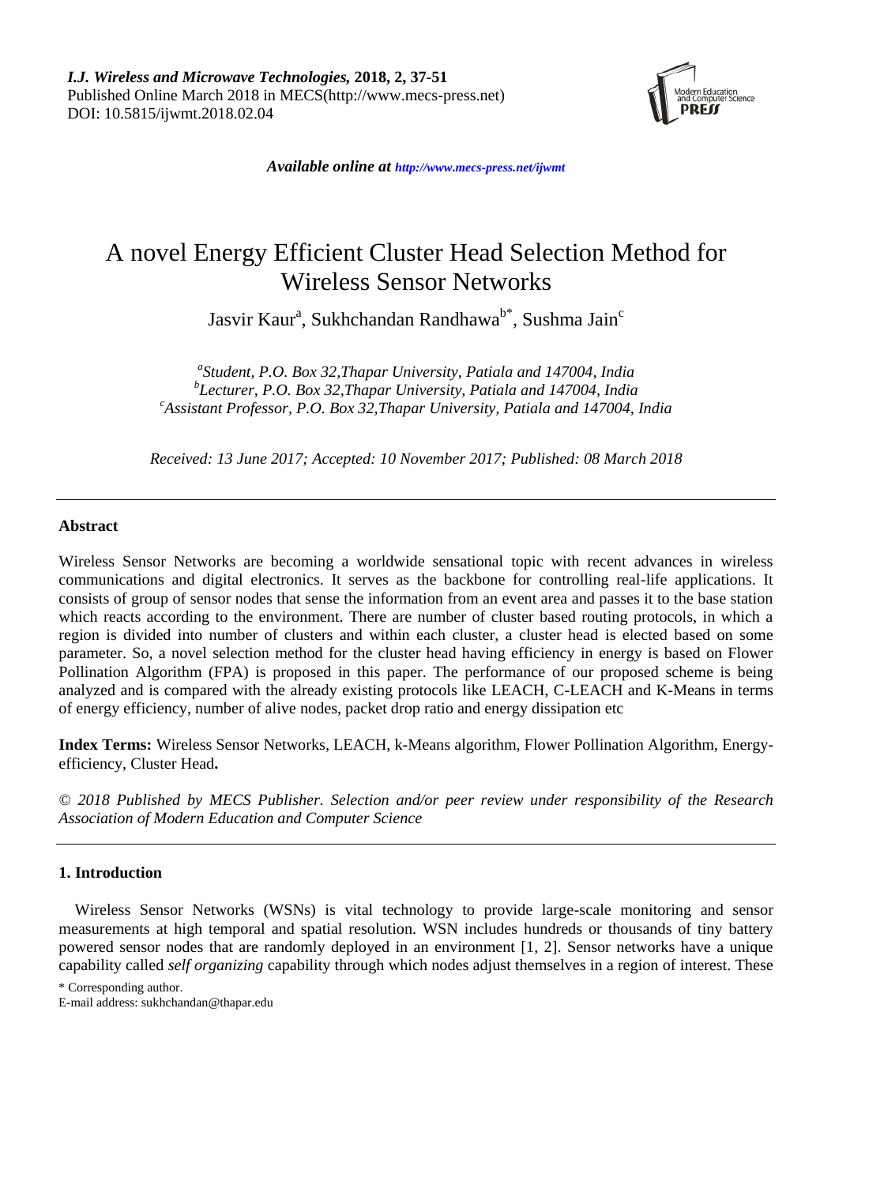# A novel Energy Efficient Cluster Head Selection Method for Wireless Sensor Networks

Jasvir Kaur[a], Sukhchandan Randhawa[b*], Sushma Jain[c]

[a]*Student, P.O. Box 32,Thapar University, Patiala and 147004, India*
[b]*Lecturer, P.O. Box 32,Thapar University, Patiala and 147004, India*
[c]*Assistant Professor, P.O. Box 32,Thapar University, Patiala and 147004, India*

*Received: 13 June 2017; Accepted: 10 November 2017; Published: 08 March 2018*

---

## Abstract

Wireless Sensor Networks are becoming a worldwide sensational topic with recent advances in wireless communications and digital electronics. It serves as the backbone for controlling real-life applications. It consists of group of sensor nodes that sense the information from an event area and passes it to the base station which reacts according to the environment. There are number of cluster based routing protocols, in which a region is divided into number of clusters and within each cluster, a cluster head is elected based on some parameter. So, a novel selection method for the cluster head having efficiency in energy is based on Flower Pollination Algorithm (FPA) is proposed in this paper. The performance of our proposed scheme is being analyzed and is compared with the already existing protocols like LEACH, C-LEACH and K-Means in terms of energy efficiency, number of alive nodes, packet drop ratio and energy dissipation etc

**Index Terms:** Wireless Sensor Networks, LEACH, k-Means algorithm, Flower Pollination Algorithm, Energy-efficiency, Cluster Head**.**

*© 2018 Published by MECS Publisher. Selection and/or peer review under responsibility of the Research Association of Modern Education and Computer Science*

---

## 1. Introduction

Wireless Sensor Networks (WSNs) is vital technology to provide large-scale monitoring and sensor measurements at high temporal and spatial resolution. WSN includes hundreds or thousands of tiny battery powered sensor nodes that are randomly deployed in an environment [1, 2]. Sensor networks have a unique capability called *self organizing* capability through which nodes adjust themselves in a region of interest. These

\* Corresponding author.
E-mail address: sukhchandan@thapar.edu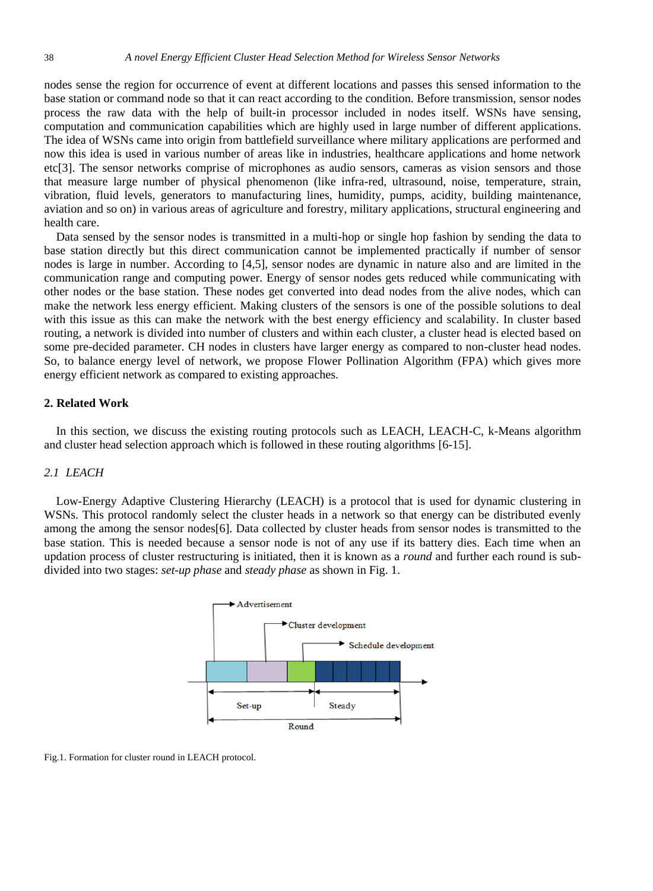nodes sense the region for occurrence of event at different locations and passes this sensed information to the base station or command node so that it can react according to the condition. Before transmission, sensor nodes process the raw data with the help of built-in processor included in nodes itself. WSNs have sensing, computation and communication capabilities which are highly used in large number of different applications. The idea of WSNs came into origin from battlefield surveillance where military applications are performed and now this idea is used in various number of areas like in industries, healthcare applications and home network etc[3]. The sensor networks comprise of microphones as audio sensors, cameras as vision sensors and those that measure large number of physical phenomenon (like infra-red, ultrasound, noise, temperature, strain, vibration, fluid levels, generators to manufacturing lines, humidity, pumps, acidity, building maintenance, aviation and so on) in various areas of agriculture and forestry, military applications, structural engineering and health care.

Data sensed by the sensor nodes is transmitted in a multi-hop or single hop fashion by sending the data to base station directly but this direct communication cannot be implemented practically if number of sensor nodes is large in number. According to [4,5], sensor nodes are dynamic in nature also and are limited in the communication range and computing power. Energy of sensor nodes gets reduced while communicating with other nodes or the base station. These nodes get converted into dead nodes from the alive nodes, which can make the network less energy efficient. Making clusters of the sensors is one of the possible solutions to deal with this issue as this can make the network with the best energy efficiency and scalability. In cluster based routing, a network is divided into number of clusters and within each cluster, a cluster head is elected based on some pre-decided parameter. CH nodes in clusters have larger energy as compared to non-cluster head nodes. So, to balance energy level of network, we propose Flower Pollination Algorithm (FPA) which gives more energy efficient network as compared to existing approaches.

## 2. Related Work

In this section, we discuss the existing routing protocols such as LEACH, LEACH-C, k-Means algorithm and cluster head selection approach which is followed in these routing algorithms [6-15].

### *2.1 LEACH*

Low-Energy Adaptive Clustering Hierarchy (LEACH) is a protocol that is used for dynamic clustering in WSNs. This protocol randomly select the cluster heads in a network so that energy can be distributed evenly among the among the sensor nodes[6]. Data collected by cluster heads from sensor nodes is transmitted to the base station. This is needed because a sensor node is not of any use if its battery dies. Each time when an updation process of cluster restructuring is initiated, then it is known as a *round* and further each round is sub-divided into two stages: *set-up phase* and *steady phase* as shown in Fig. 1.

Fig.1. Formation for cluster round in LEACH protocol.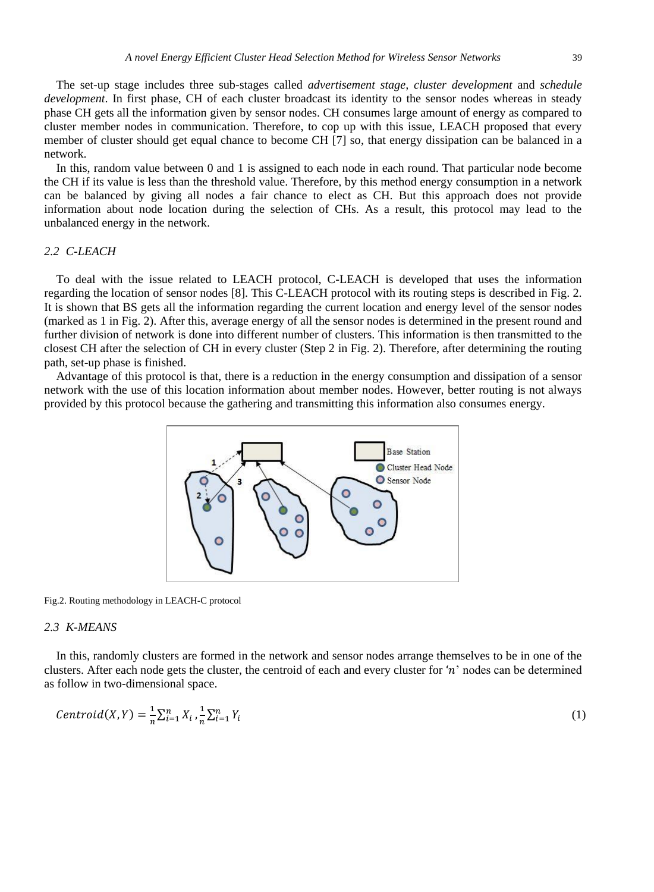The set-up stage includes three sub-stages called *advertisement stage*, *cluster development* and *schedule development*. In first phase, CH of each cluster broadcast its identity to the sensor nodes whereas in steady phase CH gets all the information given by sensor nodes. CH consumes large amount of energy as compared to cluster member nodes in communication. Therefore, to cop up with this issue, LEACH proposed that every member of cluster should get equal chance to become CH [7] so, that energy dissipation can be balanced in a network.

In this, random value between 0 and 1 is assigned to each node in each round. That particular node become the CH if its value is less than the threshold value. Therefore, by this method energy consumption in a network can be balanced by giving all nodes a fair chance to elect as CH. But this approach does not provide information about node location during the selection of CHs. As a result, this protocol may lead to the unbalanced energy in the network.

### *2.2 C-LEACH*

To deal with the issue related to LEACH protocol, C-LEACH is developed that uses the information regarding the location of sensor nodes [8]. This C-LEACH protocol with its routing steps is described in Fig. 2. It is shown that BS gets all the information regarding the current location and energy level of the sensor nodes (marked as 1 in Fig. 2). After this, average energy of all the sensor nodes is determined in the present round and further division of network is done into different number of clusters. This information is then transmitted to the closest CH after the selection of CH in every cluster (Step 2 in Fig. 2). Therefore, after determining the routing path, set-up phase is finished.

Advantage of this protocol is that, there is a reduction in the energy consumption and dissipation of a sensor network with the use of this location information about member nodes. However, better routing is not always provided by this protocol because the gathering and transmitting this information also consumes energy.

Fig.2. Routing methodology in LEACH-C protocol

### *2.3 K-MEANS*

In this, randomly clusters are formed in the network and sensor nodes arrange themselves to be in one of the clusters. After each node gets the cluster, the centroid of each and every cluster for '$n$' nodes can be determined as follow in two-dimensional space.

$$Centroid(X, Y) = \frac{1}{n}\sum_{i=1}^{n} X_i, \frac{1}{n}\sum_{i=1}^{n} Y_i \quad (1)$$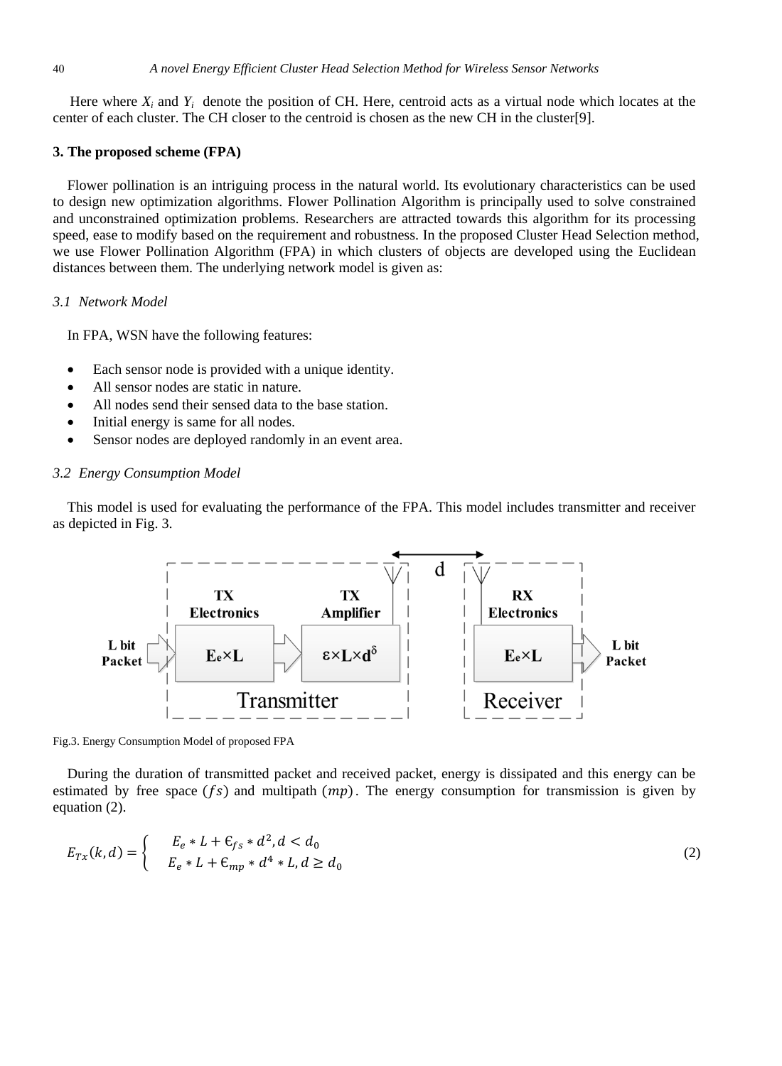Here where $X_i$ and $Y_i$ denote the position of CH. Here, centroid acts as a virtual node which locates at the center of each cluster. The CH closer to the centroid is chosen as the new CH in the cluster[9].

## 3. The proposed scheme (FPA)

Flower pollination is an intriguing process in the natural world. Its evolutionary characteristics can be used to design new optimization algorithms. Flower Pollination Algorithm is principally used to solve constrained and unconstrained optimization problems. Researchers are attracted towards this algorithm for its processing speed, ease to modify based on the requirement and robustness. In the proposed Cluster Head Selection method, we use Flower Pollination Algorithm (FPA) in which clusters of objects are developed using the Euclidean distances between them. The underlying network model is given as:

### *3.1 Network Model*

In FPA, WSN have the following features:

- Each sensor node is provided with a unique identity.
- All sensor nodes are static in nature.
- All nodes send their sensed data to the base station.
- Initial energy is same for all nodes.
- Sensor nodes are deployed randomly in an event area.

### *3.2 Energy Consumption Model*

This model is used for evaluating the performance of the FPA. This model includes transmitter and receiver as depicted in Fig. 3.

Fig.3. Energy Consumption Model of proposed FPA

During the duration of transmitted packet and received packet, energy is dissipated and this energy can be estimated by free space $(fs)$ and multipath $(mp)$. The energy consumption for transmission is given by equation (2).

$$E_{Tx}(k,d) = \begin{cases} E_e * L + \epsilon_{fs} * d^2, d < d_0 \\ E_e * L + \epsilon_{mp} * d^4 * L, d \geq d_0 \end{cases} \tag{2}$$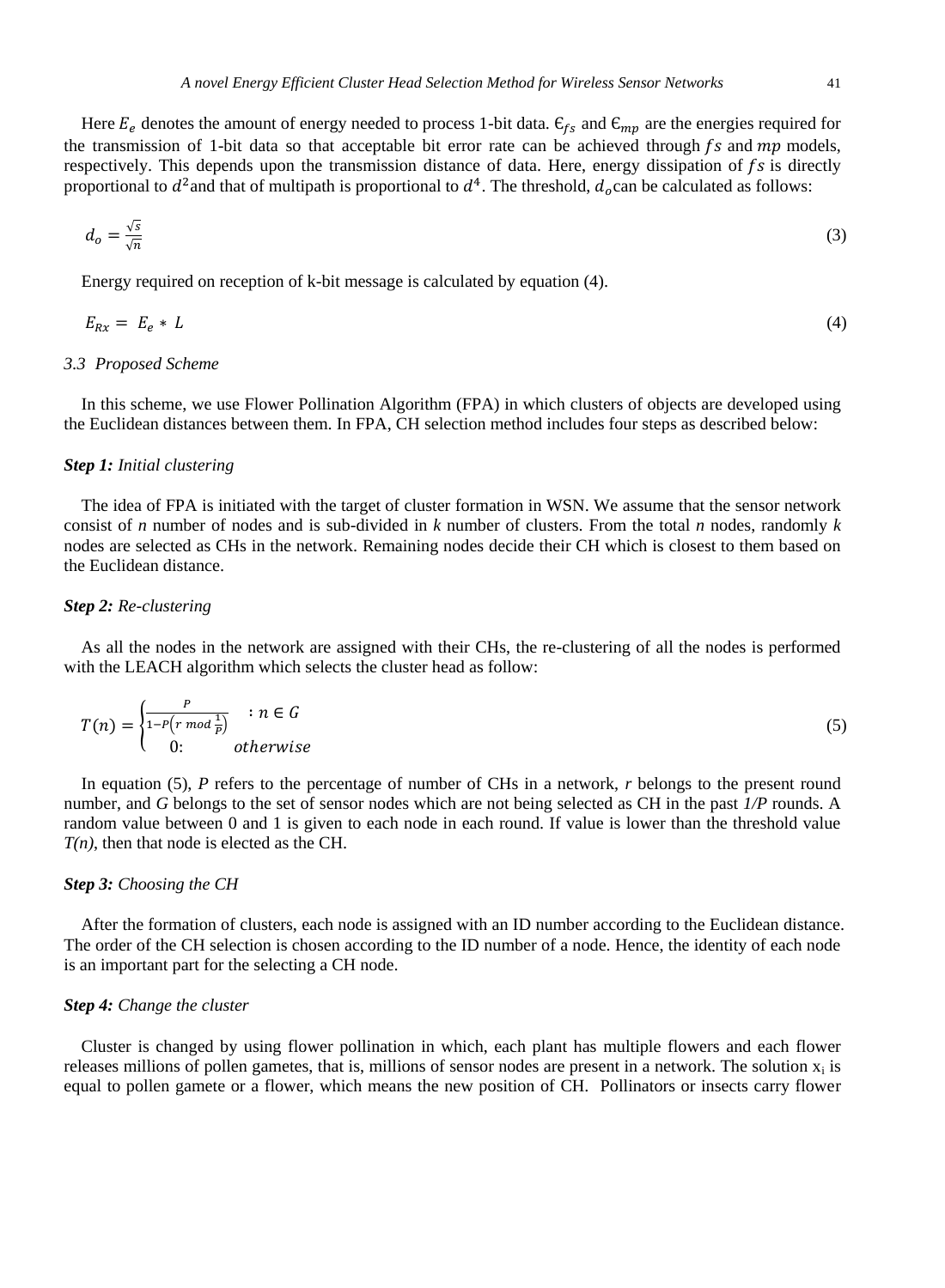Here $E_e$ denotes the amount of energy needed to process 1-bit data. $\epsilon_{fs}$ and $\epsilon_{mp}$ are the energies required for the transmission of 1-bit data so that acceptable bit error rate can be achieved through $fs$ and $mp$ models, respectively. This depends upon the transmission distance of data. Here, energy dissipation of $fs$ is directly proportional to $d^2$and that of multipath is proportional to $d^4$. The threshold, $d_o$can be calculated as follows:

$$d_o = \frac{\sqrt{s}}{\sqrt{n}} \tag{3}$$

Energy required on reception of k-bit message is calculated by equation (4).

$$E_{Rx} = E_e * L \tag{4}$$

### *3.3 Proposed Scheme*

In this scheme, we use Flower Pollination Algorithm (FPA) in which clusters of objects are developed using the Euclidean distances between them. In FPA, CH selection method includes four steps as described below:

***Step 1:*** *Initial clustering*

The idea of FPA is initiated with the target of cluster formation in WSN. We assume that the sensor network consist of *n* number of nodes and is sub-divided in *k* number of clusters. From the total *n* nodes, randomly *k* nodes are selected as CHs in the network. Remaining nodes decide their CH which is closest to them based on the Euclidean distance.

***Step 2:*** *Re-clustering*

As all the nodes in the network are assigned with their CHs, the re-clustering of all the nodes is performed with the LEACH algorithm which selects the cluster head as follow:

$$T(n) = \begin{cases} \frac{P}{1-P\left(r \bmod \frac{1}{P}\right)} & : n \in G \\ 0: & otherwise \end{cases} \tag{5}$$

In equation (5), *P* refers to the percentage of number of CHs in a network, *r* belongs to the present round number, and *G* belongs to the set of sensor nodes which are not being selected as CH in the past *1/P* rounds. A random value between 0 and 1 is given to each node in each round. If value is lower than the threshold value *T(n)*, then that node is elected as the CH.

***Step 3:*** *Choosing the CH*

After the formation of clusters, each node is assigned with an ID number according to the Euclidean distance. The order of the CH selection is chosen according to the ID number of a node. Hence, the identity of each node is an important part for the selecting a CH node.

***Step 4:*** *Change the cluster*

Cluster is changed by using flower pollination in which, each plant has multiple flowers and each flower releases millions of pollen gametes, that is, millions of sensor nodes are present in a network. The solution $x_i$ is equal to pollen gamete or a flower, which means the new position of CH. Pollinators or insects carry flower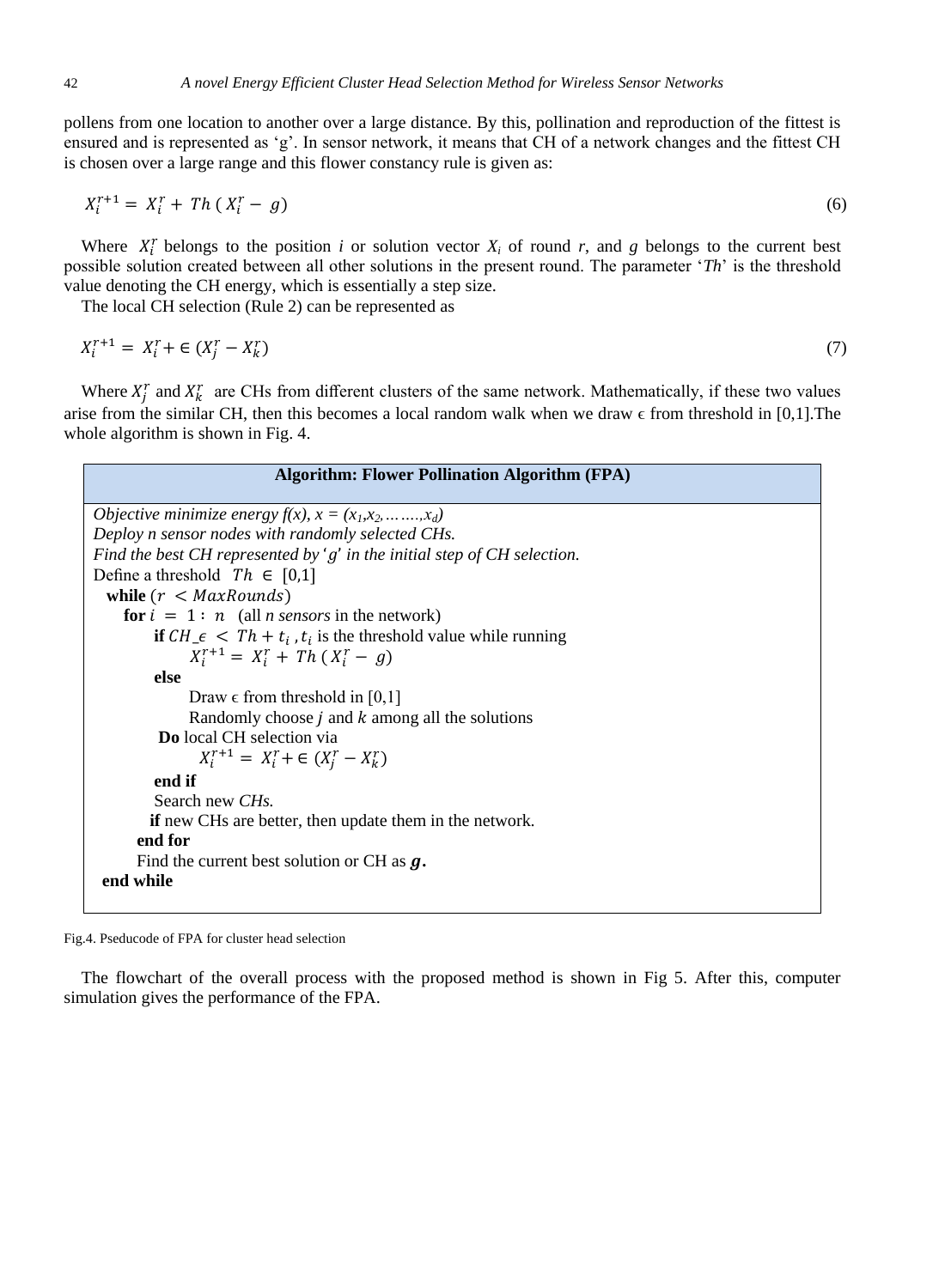pollens from one location to another over a large distance. By this, pollination and reproduction of the fittest is ensured and is represented as 'g'. In sensor network, it means that CH of a network changes and the fittest CH is chosen over a large range and this flower constancy rule is given as:

$$X_i^{r+1} = X_i^r + Th\,(X_i^r - g) \tag{6}$$

Where $X_i^r$ belongs to the position *i* or solution vector $X_i$ of round *r*, and *g* belongs to the current best possible solution created between all other solutions in the present round. The parameter '*Th*' is the threshold value denoting the CH energy, which is essentially a step size.

The local CH selection (Rule 2) can be represented as

$$X_i^{r+1} = X_i^r + \in (X_j^r - X_k^r) \tag{7}$$

Where $X_j^r$ and $X_k^r$ are CHs from different clusters of the same network. Mathematically, if these two values arise from the similar CH, then this becomes a local random walk when we draw $\epsilon$ from threshold in [0,1].The whole algorithm is shown in Fig. 4.

**Algorithm: Flower Pollination Algorithm (FPA)**

*Objective minimize energy f(x), x = ($x_1$,$x_2$,…….,$x_d$)*
*Deploy n sensor nodes with randomly selected CHs.*
*Find the best CH represented by 'g' in the initial step of CH selection.*
Define a threshold $Th \in [0,1]$
**while** $(r < MaxRounds)$
  **for** $i = 1 : n$ (all *n sensors* in the network)
    **if** $CH\_\epsilon < Th + t_i$ , $t_i$ is the threshold value while running
      $X_i^{r+1} = X_i^r + Th\,(X_i^r - g)$
    **else**
      Draw $\epsilon$ from threshold in [0,1]
      Randomly choose $j$ and $k$ among all the solutions
    **Do** local CH selection via
      $X_i^{r+1} = X_i^r + \in (X_j^r - X_k^r)$
    **end if**
    Search new *CHs.*
    **if** new CHs are better, then update them in the network.
  **end for**
  Find the current best solution or CH as $\boldsymbol{g}$**.**
**end while**

Fig.4. Pseducode of FPA for cluster head selection

The flowchart of the overall process with the proposed method is shown in Fig 5. After this, computer simulation gives the performance of the FPA.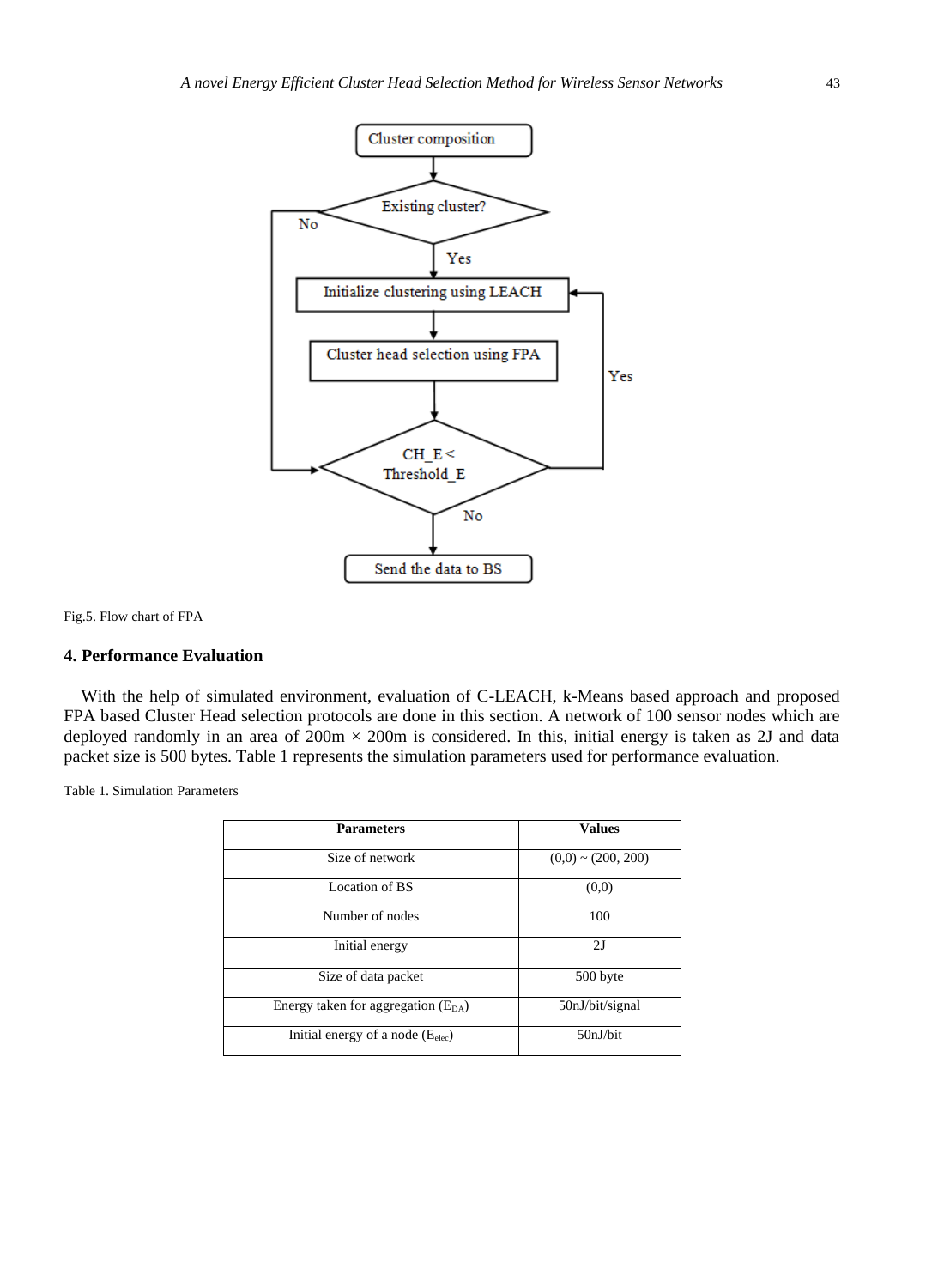Fig.5. Flow chart of FPA

## 4. Performance Evaluation

With the help of simulated environment, evaluation of C-LEACH, k-Means based approach and proposed FPA based Cluster Head selection protocols are done in this section. A network of 100 sensor nodes which are deployed randomly in an area of 200m × 200m is considered. In this, initial energy is taken as 2J and data packet size is 500 bytes. Table 1 represents the simulation parameters used for performance evaluation.

Table 1. Simulation Parameters

| Parameters | Values |
|---|---|
| Size of network | (0,0) ~ (200, 200) |
| Location of BS | (0,0) |
| Number of nodes | 100 |
| Initial energy | 2J |
| Size of data packet | 500 byte |
| Energy taken for aggregation ($E_{DA}$) | 50nJ/bit/signal |
| Initial energy of a node ($E_{elec}$) | 50nJ/bit |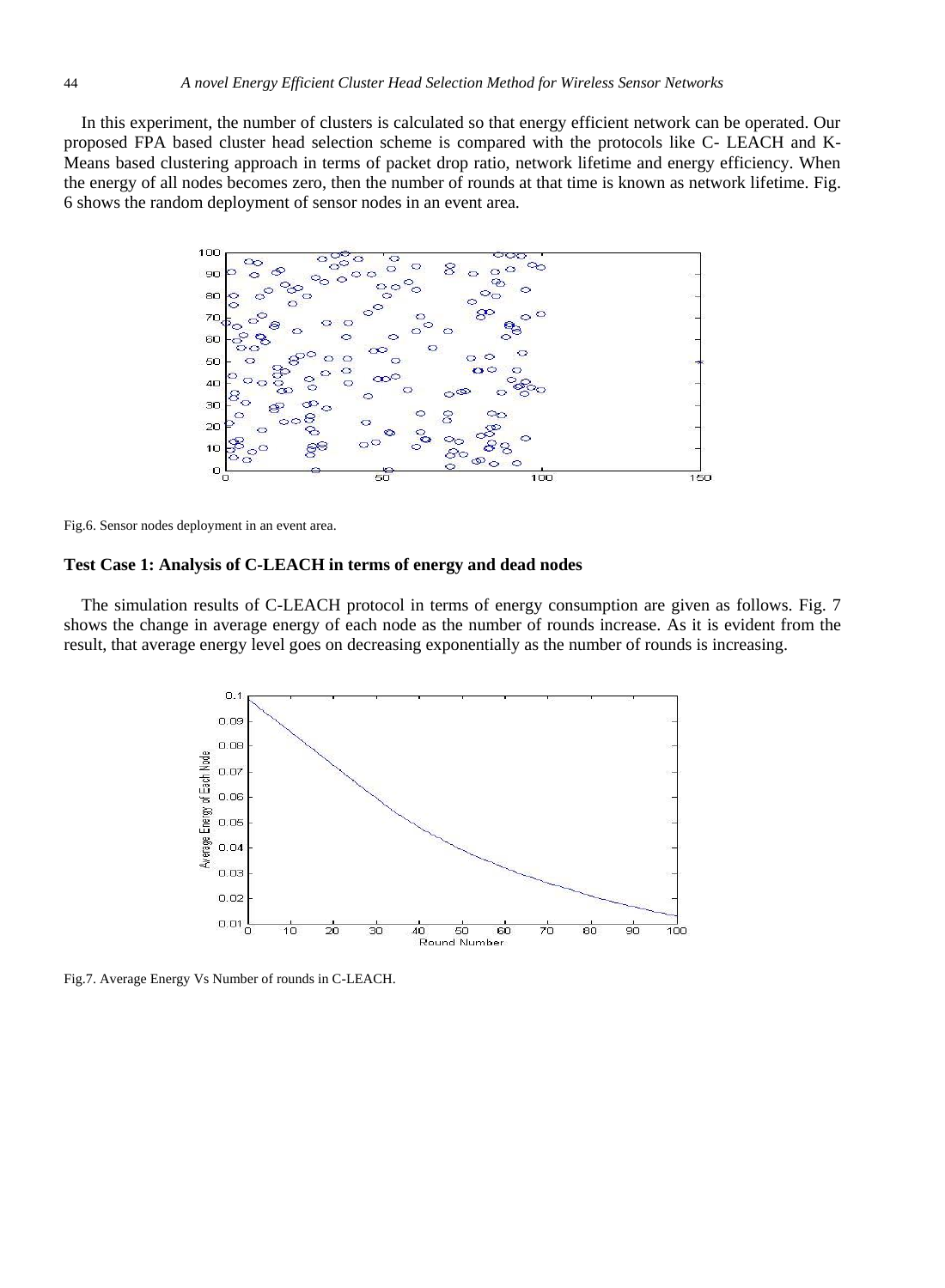In this experiment, the number of clusters is calculated so that energy efficient network can be operated. Our proposed FPA based cluster head selection scheme is compared with the protocols like C- LEACH and K-Means based clustering approach in terms of packet drop ratio, network lifetime and energy efficiency. When the energy of all nodes becomes zero, then the number of rounds at that time is known as network lifetime. Fig. 6 shows the random deployment of sensor nodes in an event area.

Fig.6. Sensor nodes deployment in an event area.

### Test Case 1: Analysis of C-LEACH in terms of energy and dead nodes

The simulation results of C-LEACH protocol in terms of energy consumption are given as follows. Fig. 7 shows the change in average energy of each node as the number of rounds increase. As it is evident from the result, that average energy level goes on decreasing exponentially as the number of rounds is increasing.

Fig.7. Average Energy Vs Number of rounds in C-LEACH.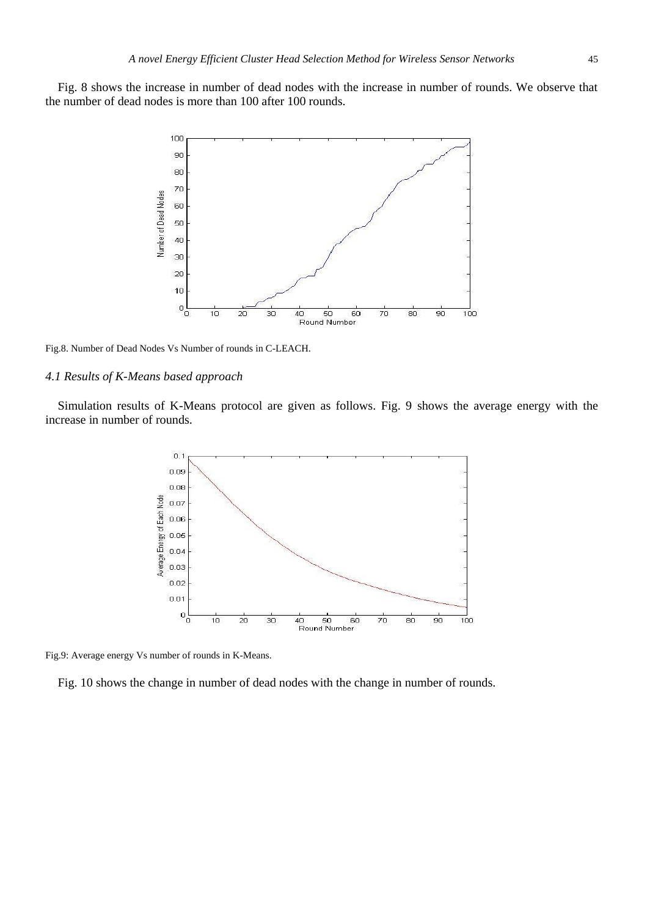Fig. 8 shows the increase in number of dead nodes with the increase in number of rounds. We observe that the number of dead nodes is more than 100 after 100 rounds.

Fig.8. Number of Dead Nodes Vs Number of rounds in C-LEACH.

### *4.1 Results of K-Means based approach*

Simulation results of K-Means protocol are given as follows. Fig. 9 shows the average energy with the increase in number of rounds.

Fig.9: Average energy Vs number of rounds in K-Means.

Fig. 10 shows the change in number of dead nodes with the change in number of rounds.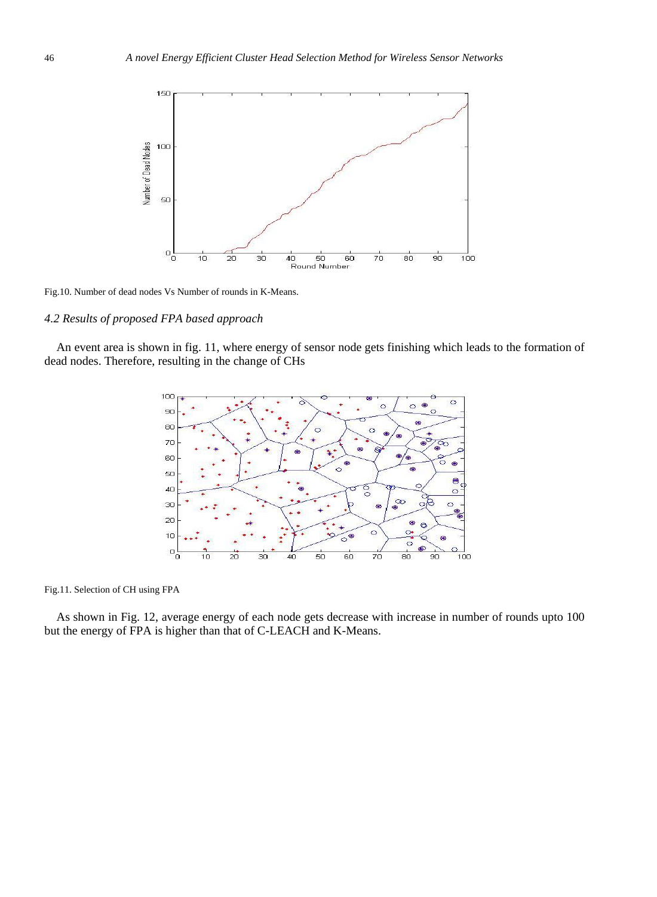Fig.10. Number of dead nodes Vs Number of rounds in K-Means.

### *4.2 Results of proposed FPA based approach*

An event area is shown in fig. 11, where energy of sensor node gets finishing which leads to the formation of dead nodes. Therefore, resulting in the change of CHs

Fig.11. Selection of CH using FPA

As shown in Fig. 12, average energy of each node gets decrease with increase in number of rounds upto 100 but the energy of FPA is higher than that of C-LEACH and K-Means.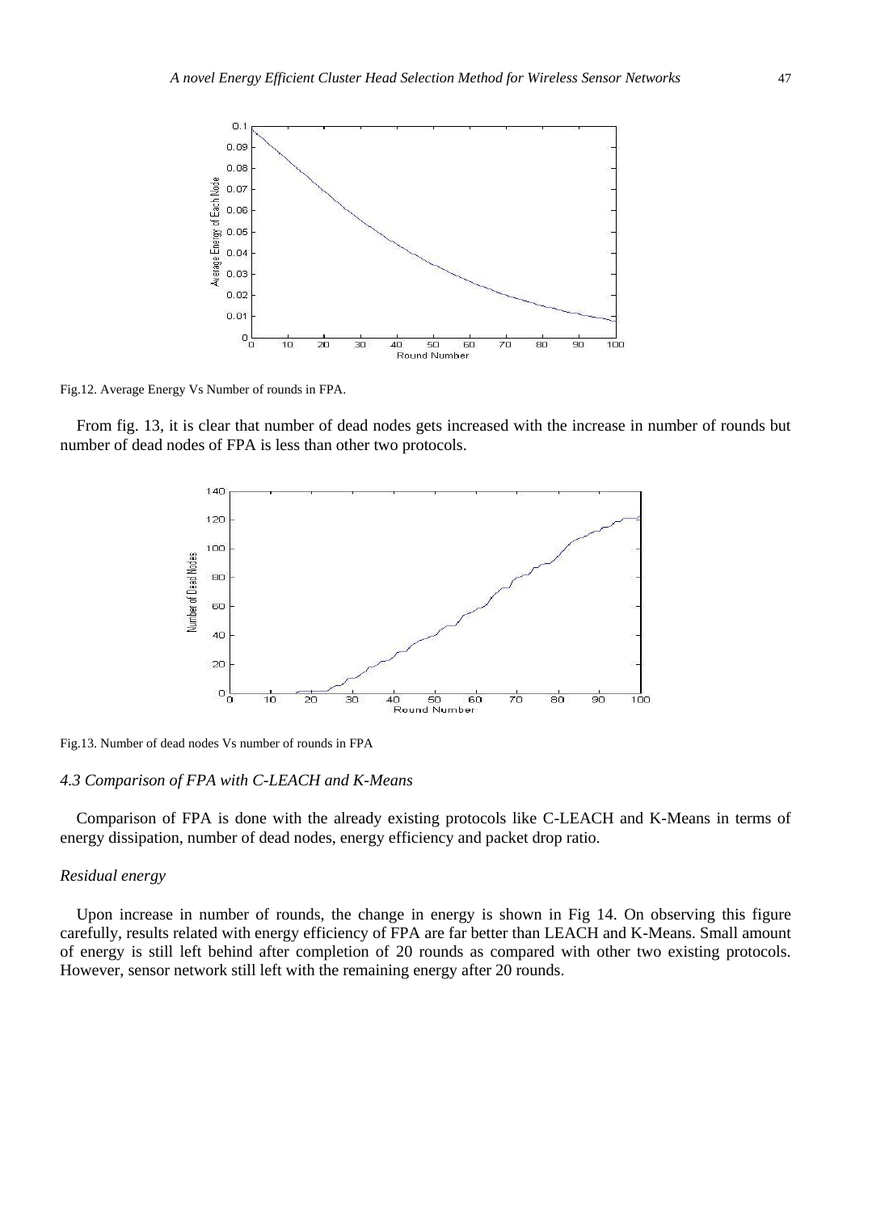Fig.12. Average Energy Vs Number of rounds in FPA.

From fig. 13, it is clear that number of dead nodes gets increased with the increase in number of rounds but number of dead nodes of FPA is less than other two protocols.

Fig.13. Number of dead nodes Vs number of rounds in FPA

### *4.3 Comparison of FPA with C-LEACH and K-Means*

Comparison of FPA is done with the already existing protocols like C-LEACH and K-Means in terms of energy dissipation, number of dead nodes, energy efficiency and packet drop ratio.

*Residual energy*

Upon increase in number of rounds, the change in energy is shown in Fig 14. On observing this figure carefully, results related with energy efficiency of FPA are far better than LEACH and K-Means. Small amount of energy is still left behind after completion of 20 rounds as compared with other two existing protocols. However, sensor network still left with the remaining energy after 20 rounds.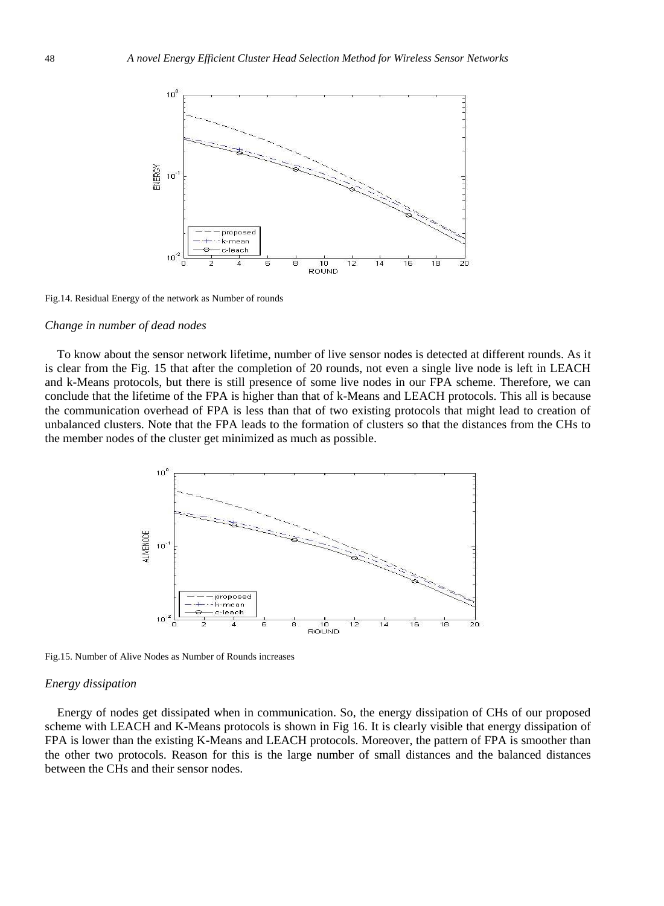Fig.14. Residual Energy of the network as Number of rounds

*Change in number of dead nodes*

To know about the sensor network lifetime, number of live sensor nodes is detected at different rounds. As it is clear from the Fig. 15 that after the completion of 20 rounds, not even a single live node is left in LEACH and k-Means protocols, but there is still presence of some live nodes in our FPA scheme. Therefore, we can conclude that the lifetime of the FPA is higher than that of k-Means and LEACH protocols. This all is because the communication overhead of FPA is less than that of two existing protocols that might lead to creation of unbalanced clusters. Note that the FPA leads to the formation of clusters so that the distances from the CHs to the member nodes of the cluster get minimized as much as possible.

Fig.15. Number of Alive Nodes as Number of Rounds increases

*Energy dissipation*

Energy of nodes get dissipated when in communication. So, the energy dissipation of CHs of our proposed scheme with LEACH and K-Means protocols is shown in Fig 16. It is clearly visible that energy dissipation of FPA is lower than the existing K-Means and LEACH protocols. Moreover, the pattern of FPA is smoother than the other two protocols. Reason for this is the large number of small distances and the balanced distances between the CHs and their sensor nodes.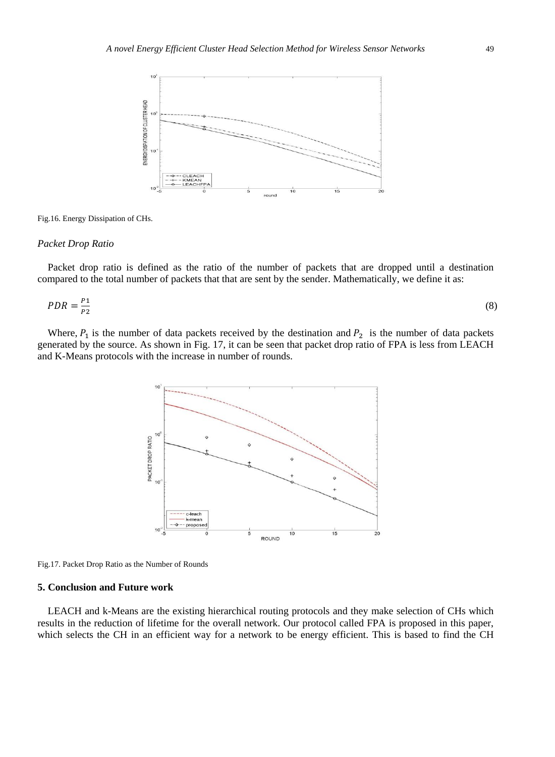Fig.16. Energy Dissipation of CHs.

*Packet Drop Ratio*

Packet drop ratio is defined as the ratio of the number of packets that are dropped until a destination compared to the total number of packets that that are sent by the sender. Mathematically, we define it as:

$$PDR = \frac{P1}{P2} \tag{8}$$

Where, $P_1$ is the number of data packets received by the destination and $P_2$ is the number of data packets generated by the source. As shown in Fig. 17, it can be seen that packet drop ratio of FPA is less from LEACH and K-Means protocols with the increase in number of rounds.

Fig.17. Packet Drop Ratio as the Number of Rounds

## 5. Conclusion and Future work

LEACH and k-Means are the existing hierarchical routing protocols and they make selection of CHs which results in the reduction of lifetime for the overall network. Our protocol called FPA is proposed in this paper, which selects the CH in an efficient way for a network to be energy efficient. This is based to find the CH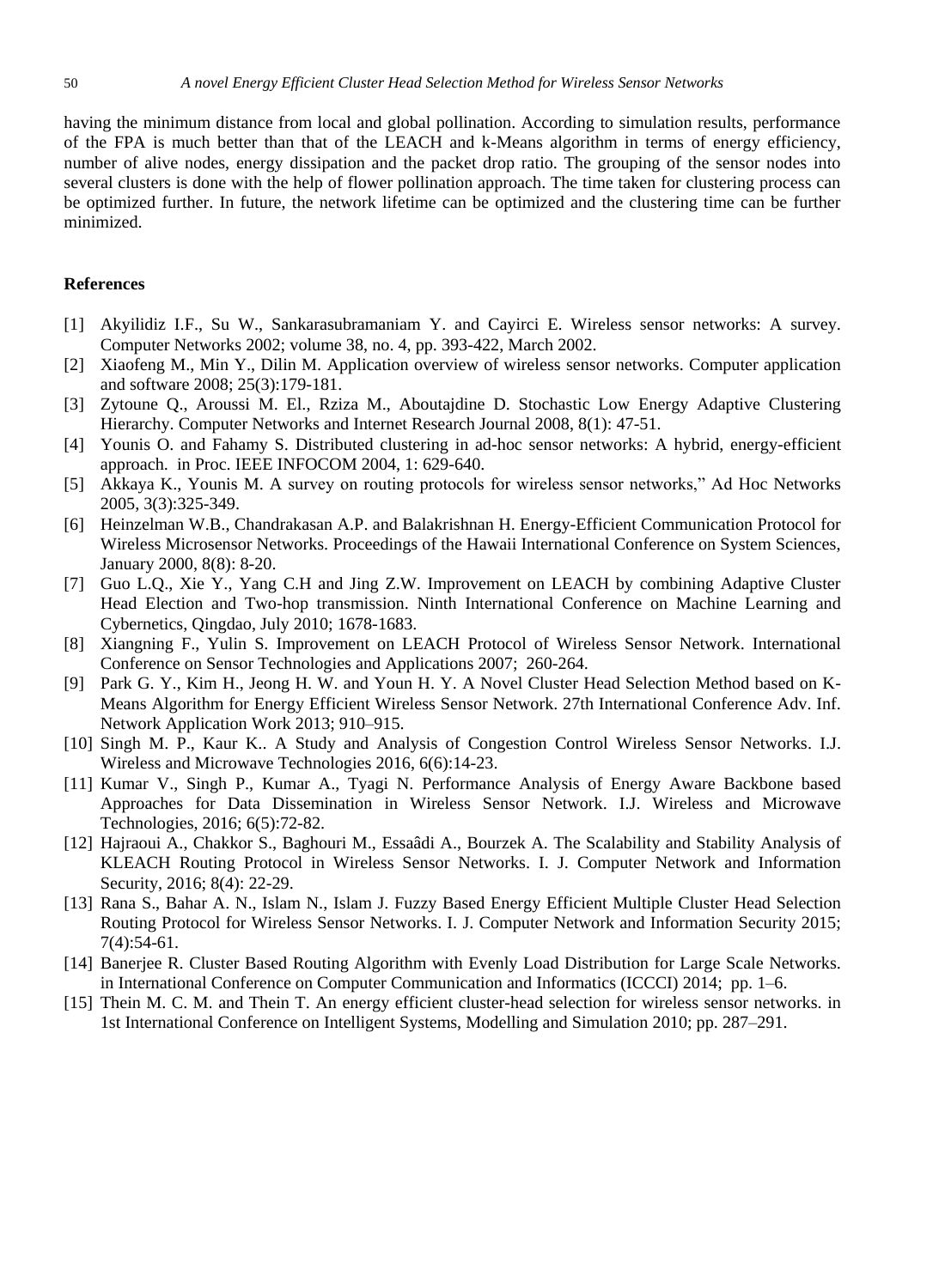having the minimum distance from local and global pollination. According to simulation results, performance of the FPA is much better than that of the LEACH and k-Means algorithm in terms of energy efficiency, number of alive nodes, energy dissipation and the packet drop ratio. The grouping of the sensor nodes into several clusters is done with the help of flower pollination approach. The time taken for clustering process can be optimized further. In future, the network lifetime can be optimized and the clustering time can be further minimized.

## References

[1] Akyilidiz I.F., Su W., Sankarasubramaniam Y. and Cayirci E. Wireless sensor networks: A survey. Computer Networks 2002; volume 38, no. 4, pp. 393-422, March 2002.

[2] Xiaofeng M., Min Y., Dilin M. Application overview of wireless sensor networks. Computer application and software 2008; 25(3):179-181.

[3] Zytoune Q., Aroussi M. El., Rziza M., Aboutajdine D. Stochastic Low Energy Adaptive Clustering Hierarchy. Computer Networks and Internet Research Journal 2008, 8(1): 47-51.

[4] Younis O. and Fahamy S. Distributed clustering in ad-hoc sensor networks: A hybrid, energy-efficient approach. in Proc. IEEE INFOCOM 2004, 1: 629-640.

[5] Akkaya K., Younis M. A survey on routing protocols for wireless sensor networks," Ad Hoc Networks 2005, 3(3):325-349.

[6] Heinzelman W.B., Chandrakasan A.P. and Balakrishnan H. Energy-Efficient Communication Protocol for Wireless Microsensor Networks. Proceedings of the Hawaii International Conference on System Sciences, January 2000, 8(8): 8-20.

[7] Guo L.Q., Xie Y., Yang C.H and Jing Z.W. Improvement on LEACH by combining Adaptive Cluster Head Election and Two-hop transmission. Ninth International Conference on Machine Learning and Cybernetics, Qingdao, July 2010; 1678-1683.

[8] Xiangning F., Yulin S. Improvement on LEACH Protocol of Wireless Sensor Network. International Conference on Sensor Technologies and Applications 2007; 260-264.

[9] Park G. Y., Kim H., Jeong H. W. and Youn H. Y. A Novel Cluster Head Selection Method based on K-Means Algorithm for Energy Efficient Wireless Sensor Network. 27th International Conference Adv. Inf. Network Application Work 2013; 910–915.

[10] Singh M. P., Kaur K.. A Study and Analysis of Congestion Control Wireless Sensor Networks. I.J. Wireless and Microwave Technologies 2016, 6(6):14-23.

[11] Kumar V., Singh P., Kumar A., Tyagi N. Performance Analysis of Energy Aware Backbone based Approaches for Data Dissemination in Wireless Sensor Network. I.J. Wireless and Microwave Technologies, 2016; 6(5):72-82.

[12] Hajraoui A., Chakkor S., Baghouri M., Essaâdi A., Bourzek A. The Scalability and Stability Analysis of KLEACH Routing Protocol in Wireless Sensor Networks. I. J. Computer Network and Information Security, 2016; 8(4): 22-29.

[13] Rana S., Bahar A. N., Islam N., Islam J. Fuzzy Based Energy Efficient Multiple Cluster Head Selection Routing Protocol for Wireless Sensor Networks. I. J. Computer Network and Information Security 2015; 7(4):54-61.

[14] Banerjee R. Cluster Based Routing Algorithm with Evenly Load Distribution for Large Scale Networks. in International Conference on Computer Communication and Informatics (ICCCI) 2014; pp. 1–6.

[15] Thein M. C. M. and Thein T. An energy efficient cluster-head selection for wireless sensor networks. in 1st International Conference on Intelligent Systems, Modelling and Simulation 2010; pp. 287–291.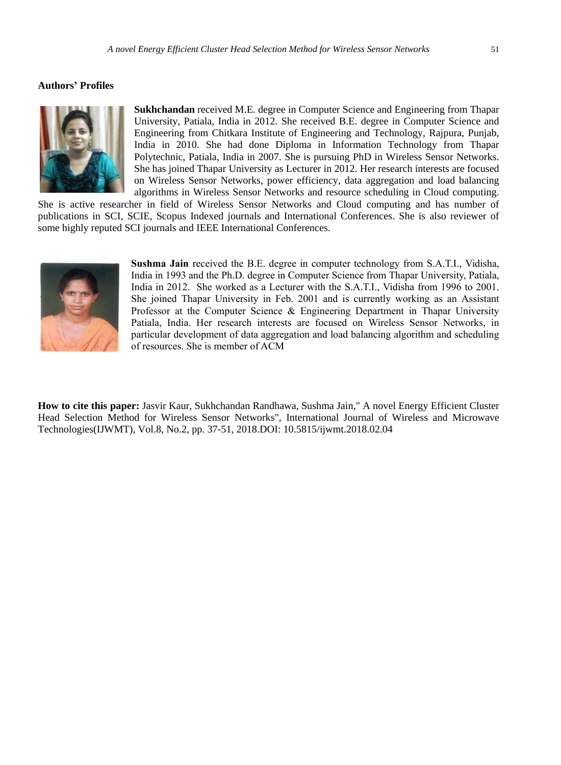**Authors' Profiles**

**Sukhchandan** received M.E. degree in Computer Science and Engineering from Thapar University, Patiala, India in 2012. She received B.E. degree in Computer Science and Engineering from Chitkara Institute of Engineering and Technology, Rajpura, Punjab, India in 2010. She had done Diploma in Information Technology from Thapar Polytechnic, Patiala, India in 2007. She is pursuing PhD in Wireless Sensor Networks. She has joined Thapar University as Lecturer in 2012. Her research interests are focused on Wireless Sensor Networks, power efficiency, data aggregation and load balancing algorithms in Wireless Sensor Networks and resource scheduling in Cloud computing. She is active researcher in field of Wireless Sensor Networks and Cloud computing and has number of publications in SCI, SCIE, Scopus Indexed journals and International Conferences. She is also reviewer of some highly reputed SCI journals and IEEE International Conferences.

**Sushma Jain** received the B.E. degree in computer technology from S.A.T.I., Vidisha, India in 1993 and the Ph.D. degree in Computer Science from Thapar University, Patiala, India in 2012. She worked as a Lecturer with the S.A.T.I., Vidisha from 1996 to 2001. She joined Thapar University in Feb. 2001 and is currently working as an Assistant Professor at the Computer Science & Engineering Department in Thapar University Patiala, India. Her research interests are focused on Wireless Sensor Networks, in particular development of data aggregation and load balancing algorithm and scheduling of resources. She is member of ACM

**How to cite this paper:** Jasvir Kaur, Sukhchandan Randhawa, Sushma Jain," A novel Energy Efficient Cluster Head Selection Method for Wireless Sensor Networks", International Journal of Wireless and Microwave Technologies(IJWMT), Vol.8, No.2, pp. 37-51, 2018.DOI: 10.5815/ijwmt.2018.02.04